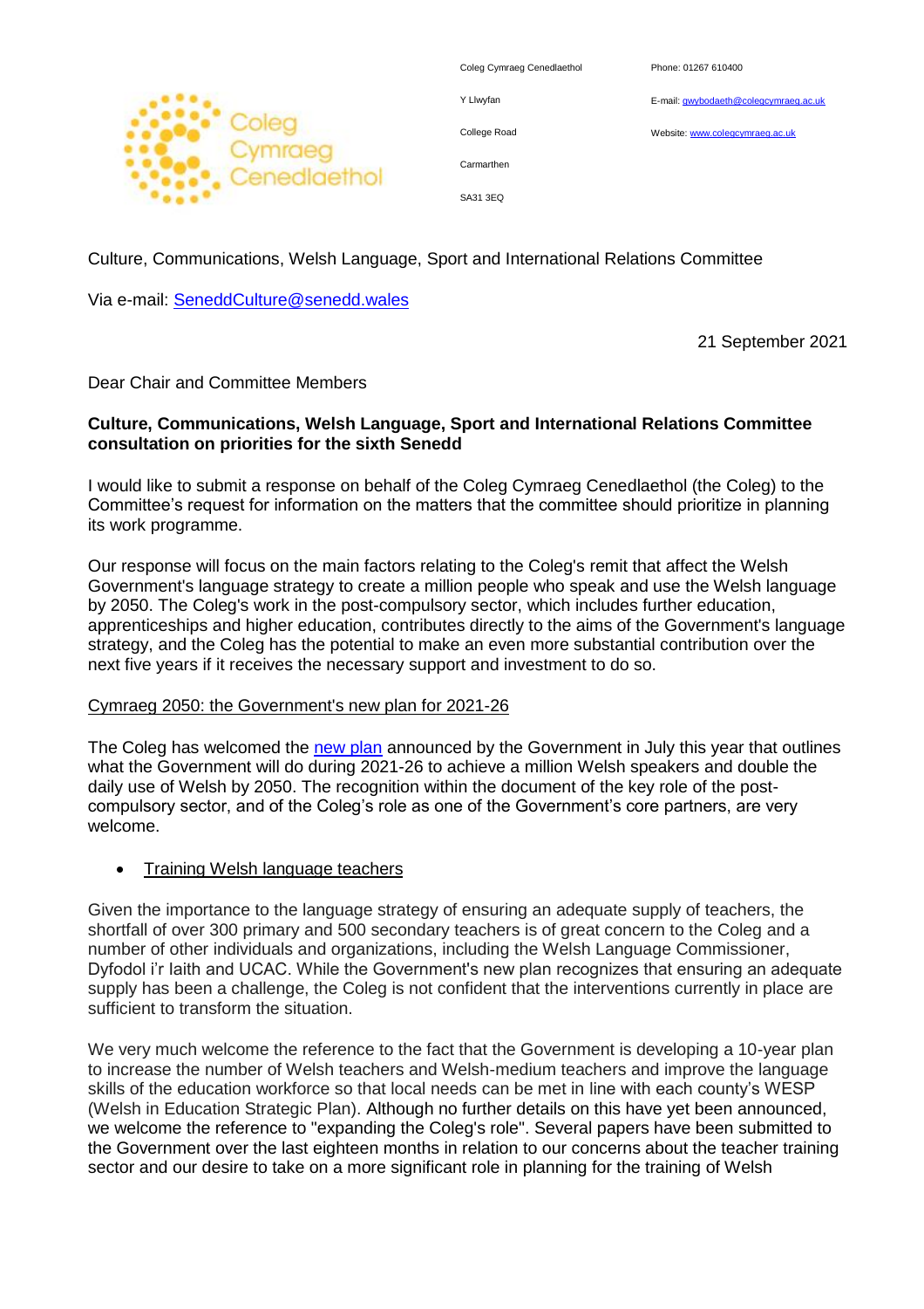Coleg Cymraeg Cenedlaethol

Coleg Cymraeg Cenedlaethol
Y Llwyfan
College Road
Carmarthen
SA31 3EQ

Phone: 01267 610400
E-mail: gwybodaeth@colegcymraeg.ac.uk
Website: www.colegcymraeg.ac.uk

Culture, Communications, Welsh Language, Sport and International Relations Committee

Via e-mail: SeneddCulture@senedd.wales

21 September 2021

Dear Chair and Committee Members

**Culture, Communications, Welsh Language, Sport and International Relations Committee consultation on priorities for the sixth Senedd**

I would like to submit a response on behalf of the Coleg Cymraeg Cenedlaethol (the Coleg) to the Committee's request for information on the matters that the committee should prioritize in planning its work programme.

Our response will focus on the main factors relating to the Coleg's remit that affect the Welsh Government's language strategy to create a million people who speak and use the Welsh language by 2050. The Coleg's work in the post-compulsory sector, which includes further education, apprenticeships and higher education, contributes directly to the aims of the Government's language strategy, and the Coleg has the potential to make an even more substantial contribution over the next five years if it receives the necessary support and investment to do so.

Cymraeg 2050: the Government's new plan for 2021-26

The Coleg has welcomed the new plan announced by the Government in July this year that outlines what the Government will do during 2021-26 to achieve a million Welsh speakers and double the daily use of Welsh by 2050. The recognition within the document of the key role of the post-compulsory sector, and of the Coleg's role as one of the Government's core partners, are very welcome.

- Training Welsh language teachers

Given the importance to the language strategy of ensuring an adequate supply of teachers, the shortfall of over 300 primary and 500 secondary teachers is of great concern to the Coleg and a number of other individuals and organizations, including the Welsh Language Commissioner, Dyfodol i'r Iaith and UCAC. While the Government's new plan recognizes that ensuring an adequate supply has been a challenge, the Coleg is not confident that the interventions currently in place are sufficient to transform the situation.

We very much welcome the reference to the fact that the Government is developing a 10-year plan to increase the number of Welsh teachers and Welsh-medium teachers and improve the language skills of the education workforce so that local needs can be met in line with each county's WESP (Welsh in Education Strategic Plan). Although no further details on this have yet been announced, we welcome the reference to "expanding the Coleg's role". Several papers have been submitted to the Government over the last eighteen months in relation to our concerns about the teacher training sector and our desire to take on a more significant role in planning for the training of Welsh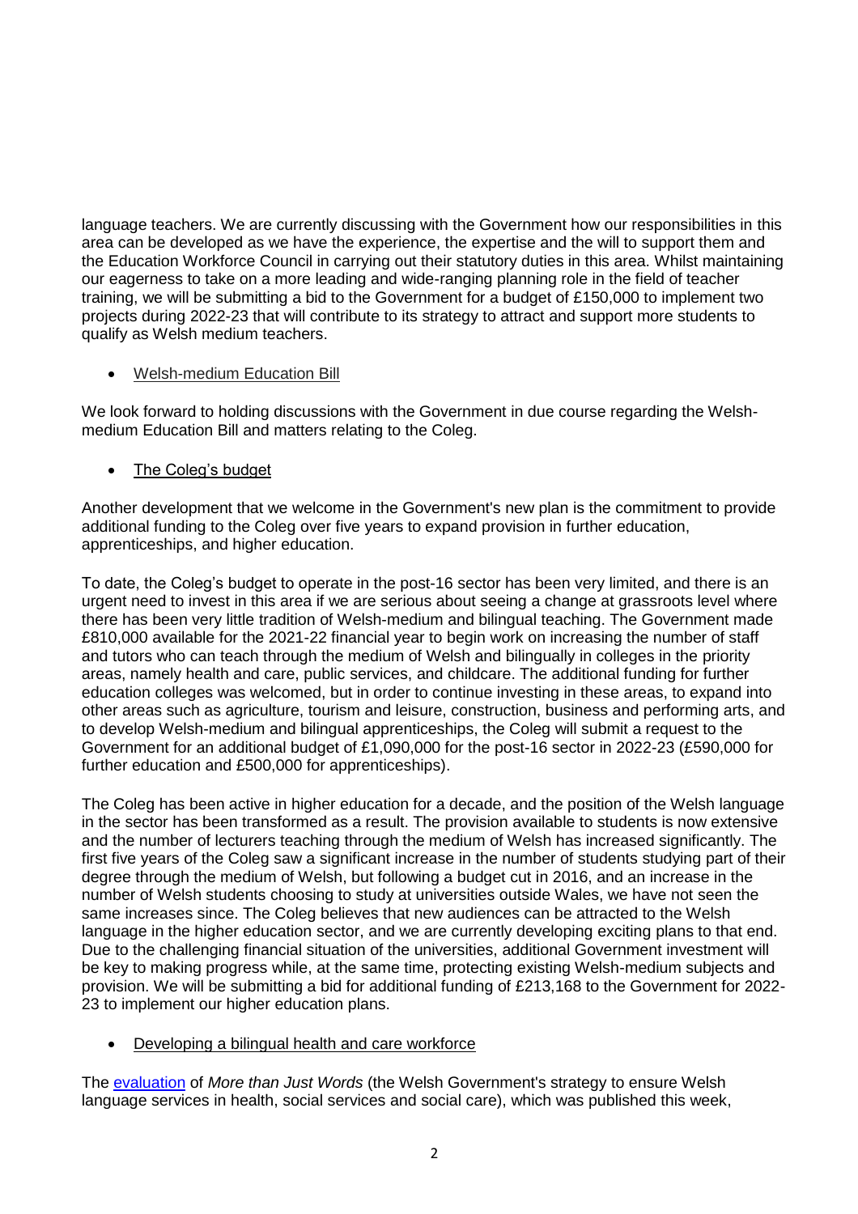language teachers. We are currently discussing with the Government how our responsibilities in this area can be developed as we have the experience, the expertise and the will to support them and the Education Workforce Council in carrying out their statutory duties in this area. Whilst maintaining our eagerness to take on a more leading and wide-ranging planning role in the field of teacher training, we will be submitting a bid to the Government for a budget of £150,000 to implement two projects during 2022-23 that will contribute to its strategy to attract and support more students to qualify as Welsh medium teachers.

- Welsh-medium Education Bill

We look forward to holding discussions with the Government in due course regarding the Welsh-medium Education Bill and matters relating to the Coleg.

- The Coleg's budget

Another development that we welcome in the Government's new plan is the commitment to provide additional funding to the Coleg over five years to expand provision in further education, apprenticeships, and higher education.

To date, the Coleg's budget to operate in the post-16 sector has been very limited, and there is an urgent need to invest in this area if we are serious about seeing a change at grassroots level where there has been very little tradition of Welsh-medium and bilingual teaching. The Government made £810,000 available for the 2021-22 financial year to begin work on increasing the number of staff and tutors who can teach through the medium of Welsh and bilingually in colleges in the priority areas, namely health and care, public services, and childcare. The additional funding for further education colleges was welcomed, but in order to continue investing in these areas, to expand into other areas such as agriculture, tourism and leisure, construction, business and performing arts, and to develop Welsh-medium and bilingual apprenticeships, the Coleg will submit a request to the Government for an additional budget of £1,090,000 for the post-16 sector in 2022-23 (£590,000 for further education and £500,000 for apprenticeships).

The Coleg has been active in higher education for a decade, and the position of the Welsh language in the sector has been transformed as a result. The provision available to students is now extensive and the number of lecturers teaching through the medium of Welsh has increased significantly. The first five years of the Coleg saw a significant increase in the number of students studying part of their degree through the medium of Welsh, but following a budget cut in 2016, and an increase in the number of Welsh students choosing to study at universities outside Wales, we have not seen the same increases since. The Coleg believes that new audiences can be attracted to the Welsh language in the higher education sector, and we are currently developing exciting plans to that end. Due to the challenging financial situation of the universities, additional Government investment will be key to making progress while, at the same time, protecting existing Welsh-medium subjects and provision. We will be submitting a bid for additional funding of £213,168 to the Government for 2022-23 to implement our higher education plans.

- Developing a bilingual health and care workforce

The evaluation of *More than Just Words* (the Welsh Government's strategy to ensure Welsh language services in health, social services and social care), which was published this week,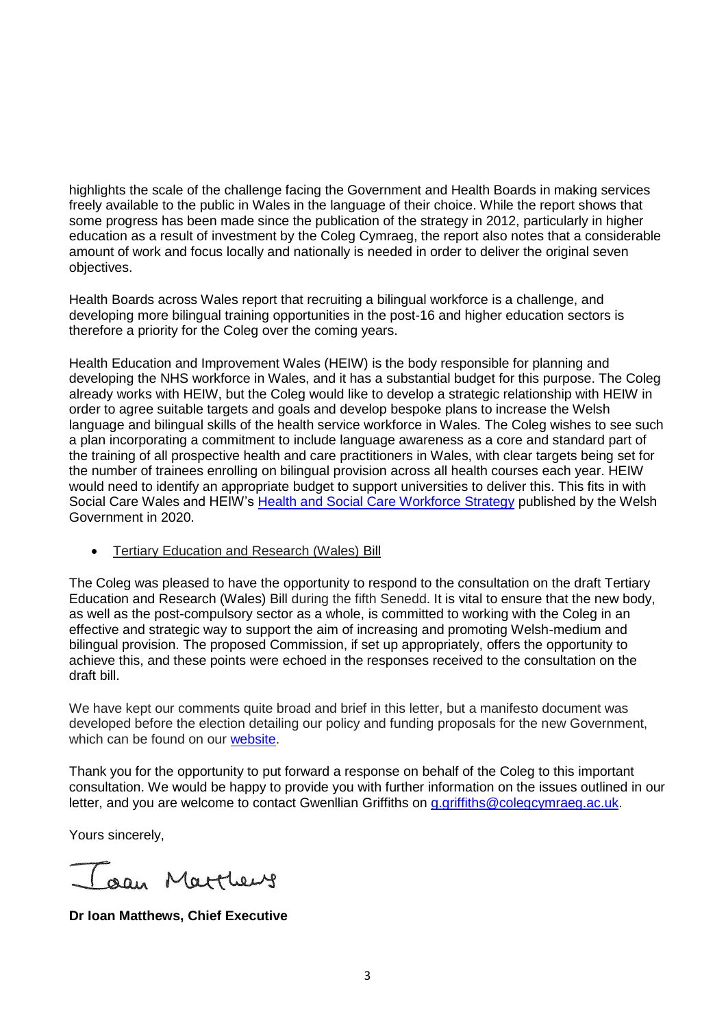highlights the scale of the challenge facing the Government and Health Boards in making services freely available to the public in Wales in the language of their choice. While the report shows that some progress has been made since the publication of the strategy in 2012, particularly in higher education as a result of investment by the Coleg Cymraeg, the report also notes that a considerable amount of work and focus locally and nationally is needed in order to deliver the original seven objectives.

Health Boards across Wales report that recruiting a bilingual workforce is a challenge, and developing more bilingual training opportunities in the post-16 and higher education sectors is therefore a priority for the Coleg over the coming years.

Health Education and Improvement Wales (HEIW) is the body responsible for planning and developing the NHS workforce in Wales, and it has a substantial budget for this purpose. The Coleg already works with HEIW, but the Coleg would like to develop a strategic relationship with HEIW in order to agree suitable targets and goals and develop bespoke plans to increase the Welsh language and bilingual skills of the health service workforce in Wales. The Coleg wishes to see such a plan incorporating a commitment to include language awareness as a core and standard part of the training of all prospective health and care practitioners in Wales, with clear targets being set for the number of trainees enrolling on bilingual provision across all health courses each year. HEIW would need to identify an appropriate budget to support universities to deliver this. This fits in with Social Care Wales and HEIW's [Health and Social Care Workforce Strategy] published by the Welsh Government in 2020.

- Tertiary Education and Research (Wales) Bill

The Coleg was pleased to have the opportunity to respond to the consultation on the draft Tertiary Education and Research (Wales) Bill during the fifth Senedd. It is vital to ensure that the new body, as well as the post-compulsory sector as a whole, is committed to working with the Coleg in an effective and strategic way to support the aim of increasing and promoting Welsh-medium and bilingual provision. The proposed Commission, if set up appropriately, offers the opportunity to achieve this, and these points were echoed in the responses received to the consultation on the draft bill.

We have kept our comments quite broad and brief in this letter, but a manifesto document was developed before the election detailing our policy and funding proposals for the new Government, which can be found on our [website].

Thank you for the opportunity to put forward a response on behalf of the Coleg to this important consultation. We would be happy to provide you with further information on the issues outlined in our letter, and you are welcome to contact Gwenllian Griffiths on g.griffiths@colegcymraeg.ac.uk.

Yours sincerely,

Ioan Matthews

**Dr Ioan Matthews, Chief Executive**